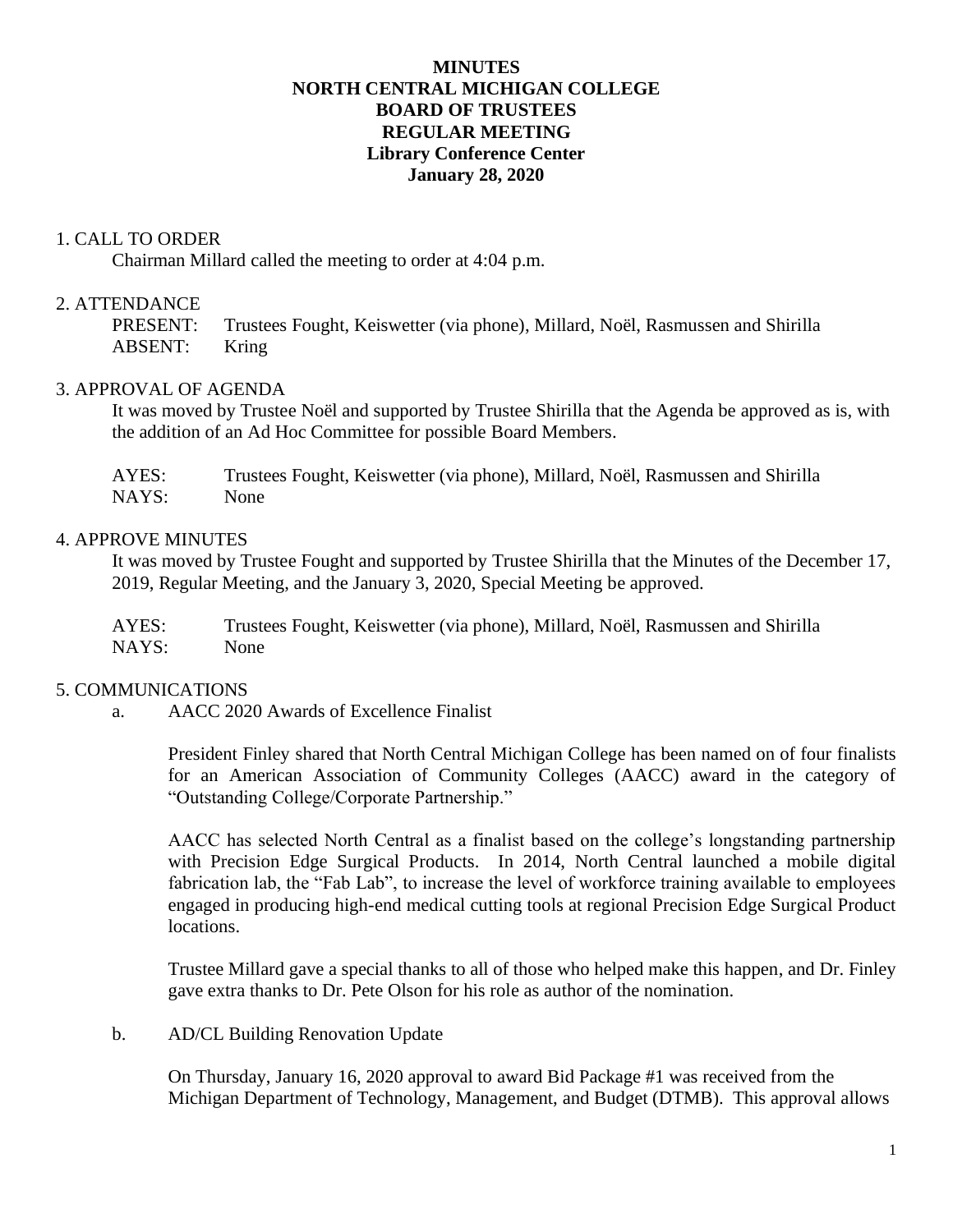# MINUTES
# NORTH CENTRAL MICHIGAN COLLEGE
# BOARD OF TRUSTEES
# REGULAR MEETING
## Library Conference Center
## January 28, 2020

1. CALL TO ORDER

Chairman Millard called the meeting to order at 4:04 p.m.

2. ATTENDANCE

PRESENT: Trustees Fought, Keiswetter (via phone), Millard, Noël, Rasmussen and Shirilla
ABSENT: Kring

3. APPROVAL OF AGENDA

It was moved by Trustee Noël and supported by Trustee Shirilla that the Agenda be approved as is, with the addition of an Ad Hoc Committee for possible Board Members.

AYES: Trustees Fought, Keiswetter (via phone), Millard, Noël, Rasmussen and Shirilla
NAYS: None

4. APPROVE MINUTES

It was moved by Trustee Fought and supported by Trustee Shirilla that the Minutes of the December 17, 2019, Regular Meeting, and the January 3, 2020, Special Meeting be approved.

AYES: Trustees Fought, Keiswetter (via phone), Millard, Noël, Rasmussen and Shirilla
NAYS: None

5. COMMUNICATIONS

a. AACC 2020 Awards of Excellence Finalist

President Finley shared that North Central Michigan College has been named on of four finalists for an American Association of Community Colleges (AACC) award in the category of "Outstanding College/Corporate Partnership."

AACC has selected North Central as a finalist based on the college's longstanding partnership with Precision Edge Surgical Products. In 2014, North Central launched a mobile digital fabrication lab, the "Fab Lab", to increase the level of workforce training available to employees engaged in producing high-end medical cutting tools at regional Precision Edge Surgical Product locations.

Trustee Millard gave a special thanks to all of those who helped make this happen, and Dr. Finley gave extra thanks to Dr. Pete Olson for his role as author of the nomination.

b. AD/CL Building Renovation Update

On Thursday, January 16, 2020 approval to award Bid Package #1 was received from the Michigan Department of Technology, Management, and Budget (DTMB). This approval allows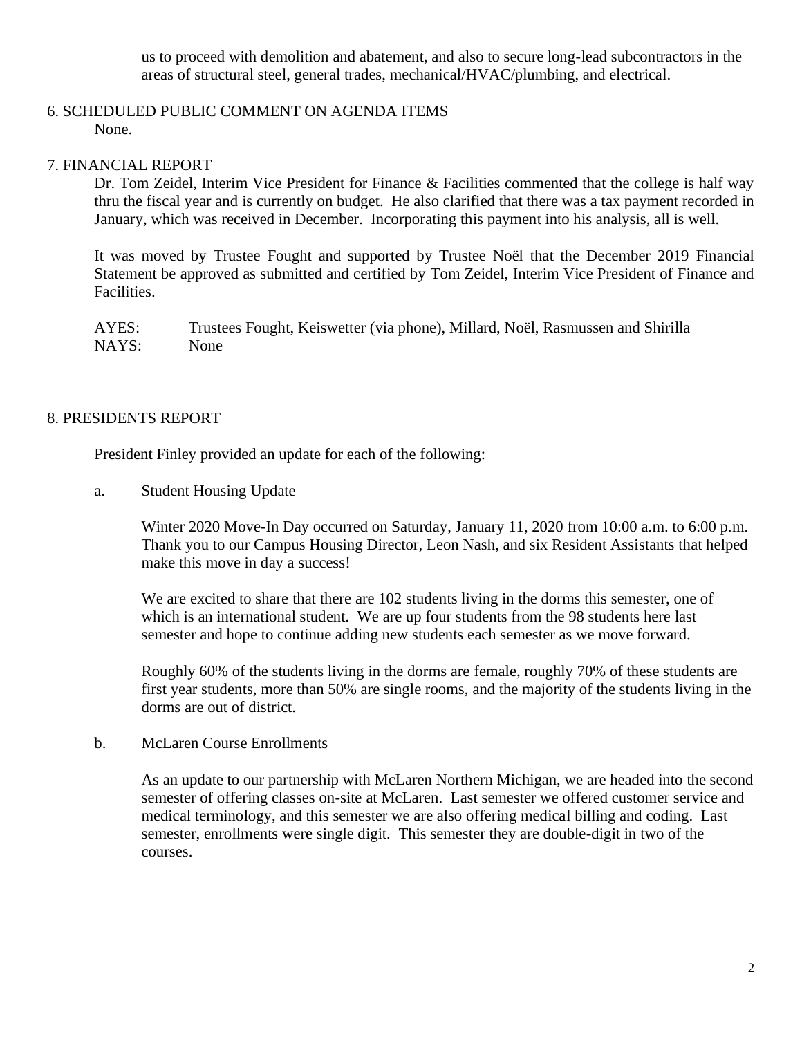us to proceed with demolition and abatement, and also to secure long-lead subcontractors in the areas of structural steel, general trades, mechanical/HVAC/plumbing, and electrical.

## 6. SCHEDULED PUBLIC COMMENT ON AGENDA ITEMS

None.

## 7. FINANCIAL REPORT

Dr. Tom Zeidel, Interim Vice President for Finance & Facilities commented that the college is half way thru the fiscal year and is currently on budget. He also clarified that there was a tax payment recorded in January, which was received in December. Incorporating this payment into his analysis, all is well.

It was moved by Trustee Fought and supported by Trustee Noël that the December 2019 Financial Statement be approved as submitted and certified by Tom Zeidel, Interim Vice President of Finance and Facilities.

AYES: Trustees Fought, Keiswetter (via phone), Millard, Noël, Rasmussen and Shirilla
NAYS: None

## 8. PRESIDENTS REPORT

President Finley provided an update for each of the following:

a. Student Housing Update

Winter 2020 Move-In Day occurred on Saturday, January 11, 2020 from 10:00 a.m. to 6:00 p.m. Thank you to our Campus Housing Director, Leon Nash, and six Resident Assistants that helped make this move in day a success!

We are excited to share that there are 102 students living in the dorms this semester, one of which is an international student. We are up four students from the 98 students here last semester and hope to continue adding new students each semester as we move forward.

Roughly 60% of the students living in the dorms are female, roughly 70% of these students are first year students, more than 50% are single rooms, and the majority of the students living in the dorms are out of district.

b. McLaren Course Enrollments

As an update to our partnership with McLaren Northern Michigan, we are headed into the second semester of offering classes on-site at McLaren. Last semester we offered customer service and medical terminology, and this semester we are also offering medical billing and coding. Last semester, enrollments were single digit. This semester they are double-digit in two of the courses.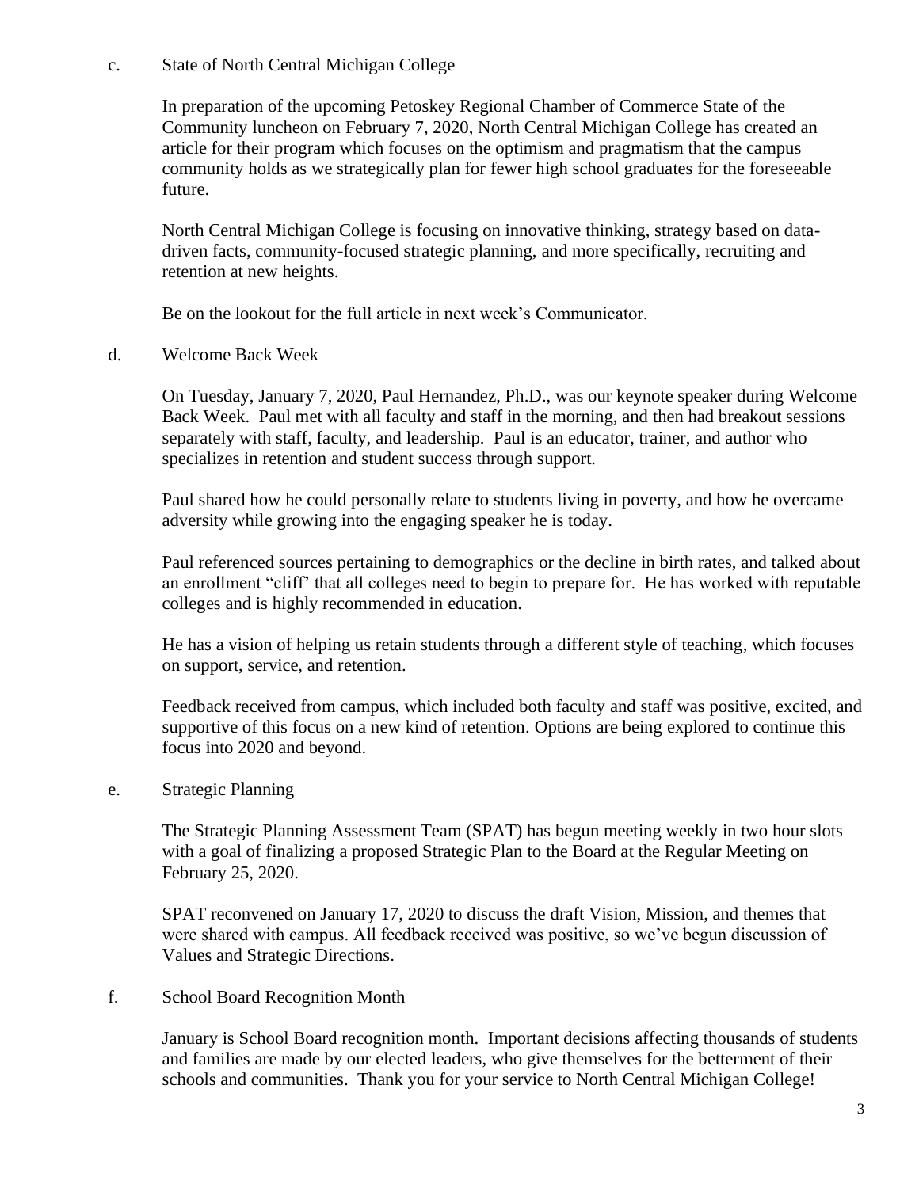c. State of North Central Michigan College

In preparation of the upcoming Petoskey Regional Chamber of Commerce State of the Community luncheon on February 7, 2020, North Central Michigan College has created an article for their program which focuses on the optimism and pragmatism that the campus community holds as we strategically plan for fewer high school graduates for the foreseeable future.

North Central Michigan College is focusing on innovative thinking, strategy based on data-driven facts, community-focused strategic planning, and more specifically, recruiting and retention at new heights.

Be on the lookout for the full article in next week's Communicator.

d. Welcome Back Week

On Tuesday, January 7, 2020, Paul Hernandez, Ph.D., was our keynote speaker during Welcome Back Week. Paul met with all faculty and staff in the morning, and then had breakout sessions separately with staff, faculty, and leadership. Paul is an educator, trainer, and author who specializes in retention and student success through support.

Paul shared how he could personally relate to students living in poverty, and how he overcame adversity while growing into the engaging speaker he is today.

Paul referenced sources pertaining to demographics or the decline in birth rates, and talked about an enrollment "cliff' that all colleges need to begin to prepare for. He has worked with reputable colleges and is highly recommended in education.

He has a vision of helping us retain students through a different style of teaching, which focuses on support, service, and retention.

Feedback received from campus, which included both faculty and staff was positive, excited, and supportive of this focus on a new kind of retention. Options are being explored to continue this focus into 2020 and beyond.

e. Strategic Planning

The Strategic Planning Assessment Team (SPAT) has begun meeting weekly in two hour slots with a goal of finalizing a proposed Strategic Plan to the Board at the Regular Meeting on February 25, 2020.

SPAT reconvened on January 17, 2020 to discuss the draft Vision, Mission, and themes that were shared with campus. All feedback received was positive, so we've begun discussion of Values and Strategic Directions.

f. School Board Recognition Month

January is School Board recognition month. Important decisions affecting thousands of students and families are made by our elected leaders, who give themselves for the betterment of their schools and communities. Thank you for your service to North Central Michigan College!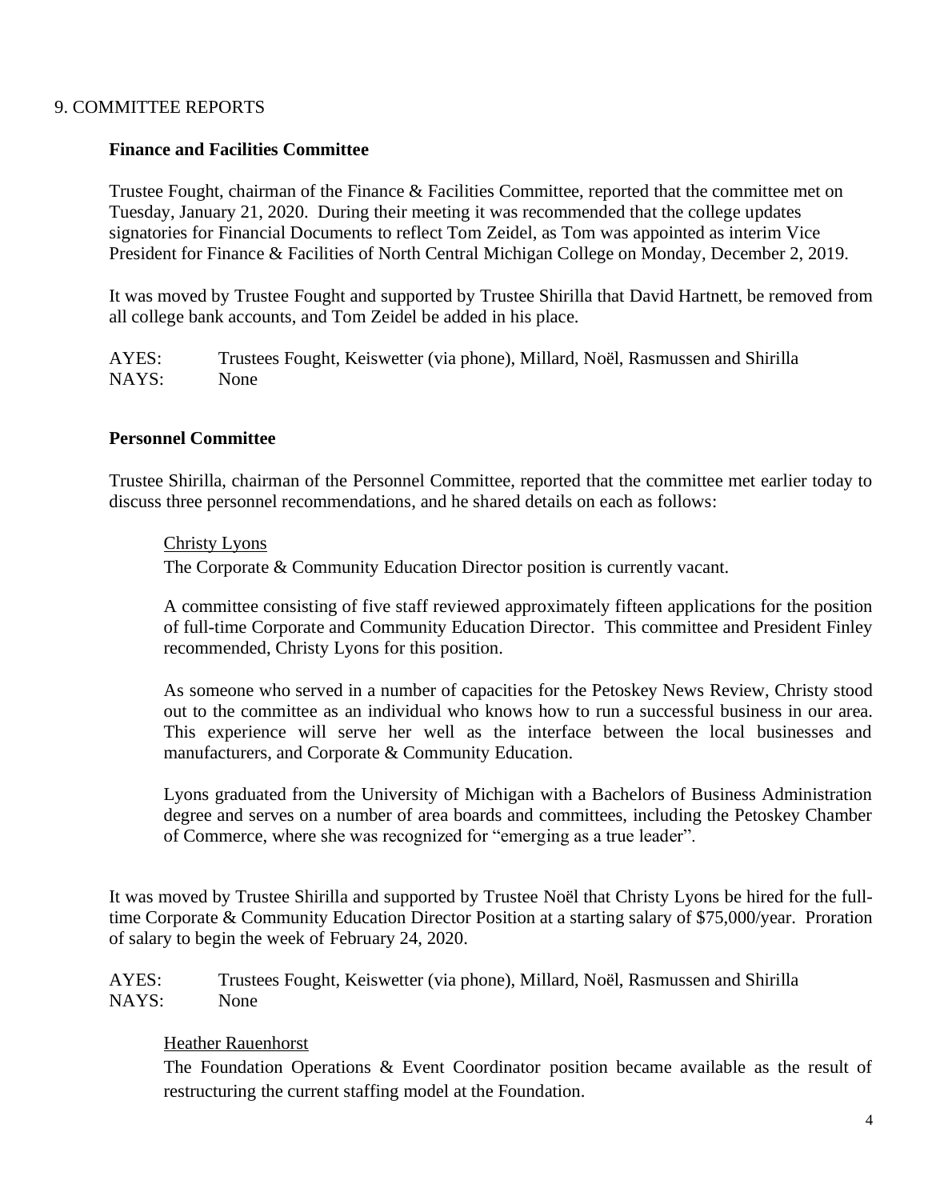## 9. COMMITTEE REPORTS

### Finance and Facilities Committee

Trustee Fought, chairman of the Finance & Facilities Committee, reported that the committee met on Tuesday, January 21, 2020. During their meeting it was recommended that the college updates signatories for Financial Documents to reflect Tom Zeidel, as Tom was appointed as interim Vice President for Finance & Facilities of North Central Michigan College on Monday, December 2, 2019.

It was moved by Trustee Fought and supported by Trustee Shirilla that David Hartnett, be removed from all college bank accounts, and Tom Zeidel be added in his place.

AYES: Trustees Fought, Keiswetter (via phone), Millard, Noël, Rasmussen and Shirilla
NAYS: None

### Personnel Committee

Trustee Shirilla, chairman of the Personnel Committee, reported that the committee met earlier today to discuss three personnel recommendations, and he shared details on each as follows:

Christy Lyons

The Corporate & Community Education Director position is currently vacant.

A committee consisting of five staff reviewed approximately fifteen applications for the position of full-time Corporate and Community Education Director. This committee and President Finley recommended, Christy Lyons for this position.

As someone who served in a number of capacities for the Petoskey News Review, Christy stood out to the committee as an individual who knows how to run a successful business in our area. This experience will serve her well as the interface between the local businesses and manufacturers, and Corporate & Community Education.

Lyons graduated from the University of Michigan with a Bachelors of Business Administration degree and serves on a number of area boards and committees, including the Petoskey Chamber of Commerce, where she was recognized for "emerging as a true leader".

It was moved by Trustee Shirilla and supported by Trustee Noël that Christy Lyons be hired for the full-time Corporate & Community Education Director Position at a starting salary of $75,000/year. Proration of salary to begin the week of February 24, 2020.

AYES: Trustees Fought, Keiswetter (via phone), Millard, Noël, Rasmussen and Shirilla
NAYS: None

Heather Rauenhorst

The Foundation Operations & Event Coordinator position became available as the result of restructuring the current staffing model at the Foundation.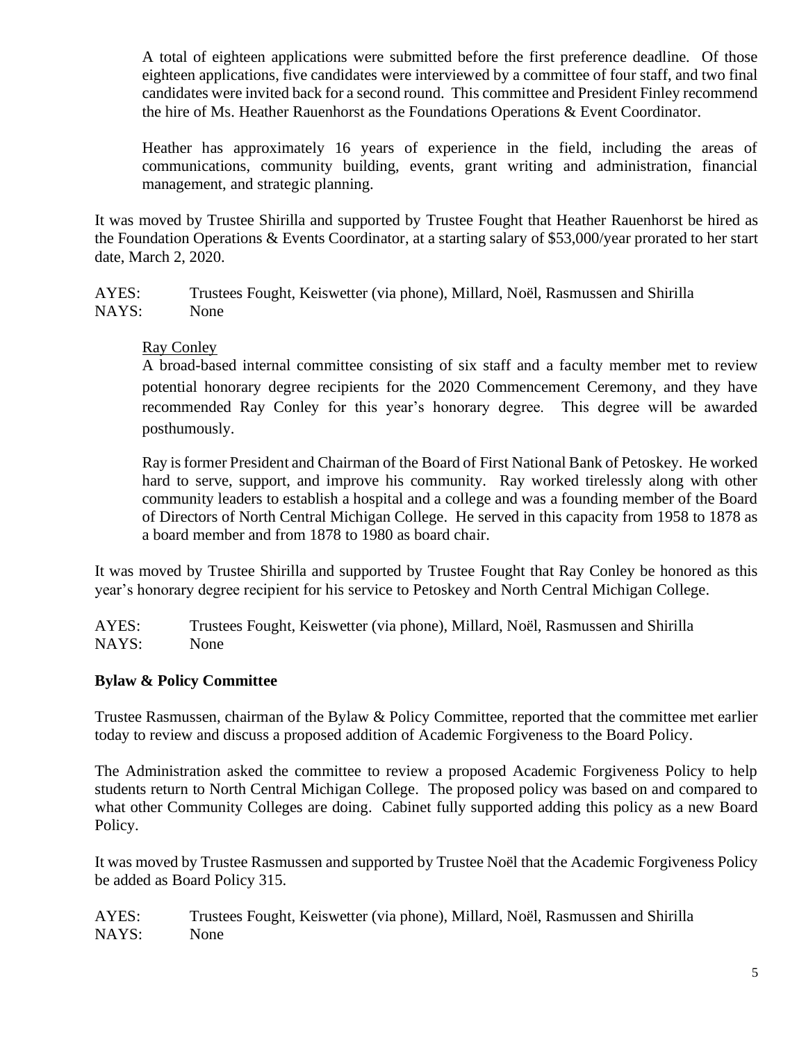A total of eighteen applications were submitted before the first preference deadline. Of those eighteen applications, five candidates were interviewed by a committee of four staff, and two final candidates were invited back for a second round. This committee and President Finley recommend the hire of Ms. Heather Rauenhorst as the Foundations Operations & Event Coordinator.

Heather has approximately 16 years of experience in the field, including the areas of communications, community building, events, grant writing and administration, financial management, and strategic planning.

It was moved by Trustee Shirilla and supported by Trustee Fought that Heather Rauenhorst be hired as the Foundation Operations & Events Coordinator, at a starting salary of $53,000/year prorated to her start date, March 2, 2020.

AYES: Trustees Fought, Keiswetter (via phone), Millard, Noël, Rasmussen and Shirilla
NAYS: None

Ray Conley

A broad-based internal committee consisting of six staff and a faculty member met to review potential honorary degree recipients for the 2020 Commencement Ceremony, and they have recommended Ray Conley for this year's honorary degree. This degree will be awarded posthumously.

Ray is former President and Chairman of the Board of First National Bank of Petoskey. He worked hard to serve, support, and improve his community. Ray worked tirelessly along with other community leaders to establish a hospital and a college and was a founding member of the Board of Directors of North Central Michigan College. He served in this capacity from 1958 to 1878 as a board member and from 1878 to 1980 as board chair.

It was moved by Trustee Shirilla and supported by Trustee Fought that Ray Conley be honored as this year's honorary degree recipient for his service to Petoskey and North Central Michigan College.

AYES: Trustees Fought, Keiswetter (via phone), Millard, Noël, Rasmussen and Shirilla
NAYS: None

**Bylaw & Policy Committee**

Trustee Rasmussen, chairman of the Bylaw & Policy Committee, reported that the committee met earlier today to review and discuss a proposed addition of Academic Forgiveness to the Board Policy.

The Administration asked the committee to review a proposed Academic Forgiveness Policy to help students return to North Central Michigan College. The proposed policy was based on and compared to what other Community Colleges are doing. Cabinet fully supported adding this policy as a new Board Policy.

It was moved by Trustee Rasmussen and supported by Trustee Noël that the Academic Forgiveness Policy be added as Board Policy 315.

AYES: Trustees Fought, Keiswetter (via phone), Millard, Noël, Rasmussen and Shirilla
NAYS: None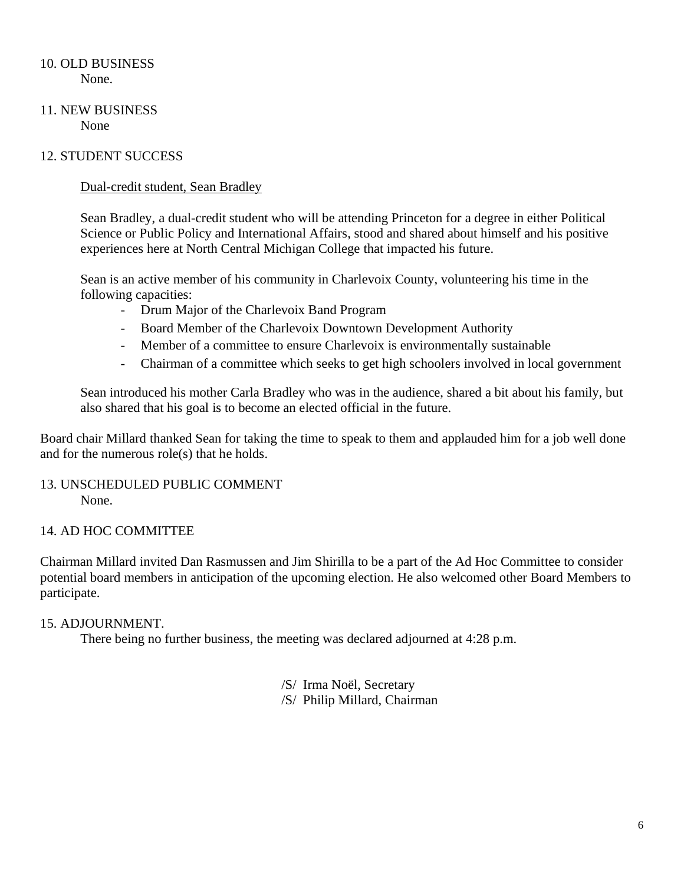10. OLD BUSINESS

None.

11. NEW BUSINESS

None

12. STUDENT SUCCESS

Dual-credit student, Sean Bradley

Sean Bradley, a dual-credit student who will be attending Princeton for a degree in either Political Science or Public Policy and International Affairs, stood and shared about himself and his positive experiences here at North Central Michigan College that impacted his future.

Sean is an active member of his community in Charlevoix County, volunteering his time in the following capacities:

- Drum Major of the Charlevoix Band Program
- Board Member of the Charlevoix Downtown Development Authority
- Member of a committee to ensure Charlevoix is environmentally sustainable
- Chairman of a committee which seeks to get high schoolers involved in local government

Sean introduced his mother Carla Bradley who was in the audience, shared a bit about his family, but also shared that his goal is to become an elected official in the future.

Board chair Millard thanked Sean for taking the time to speak to them and applauded him for a job well done and for the numerous role(s) that he holds.

13. UNSCHEDULED PUBLIC COMMENT

None.

14. AD HOC COMMITTEE

Chairman Millard invited Dan Rasmussen and Jim Shirilla to be a part of the Ad Hoc Committee to consider potential board members in anticipation of the upcoming election. He also welcomed other Board Members to participate.

15. ADJOURNMENT.

There being no further business, the meeting was declared adjourned at 4:28 p.m.

/S/ Irma Noël, Secretary

/S/ Philip Millard, Chairman